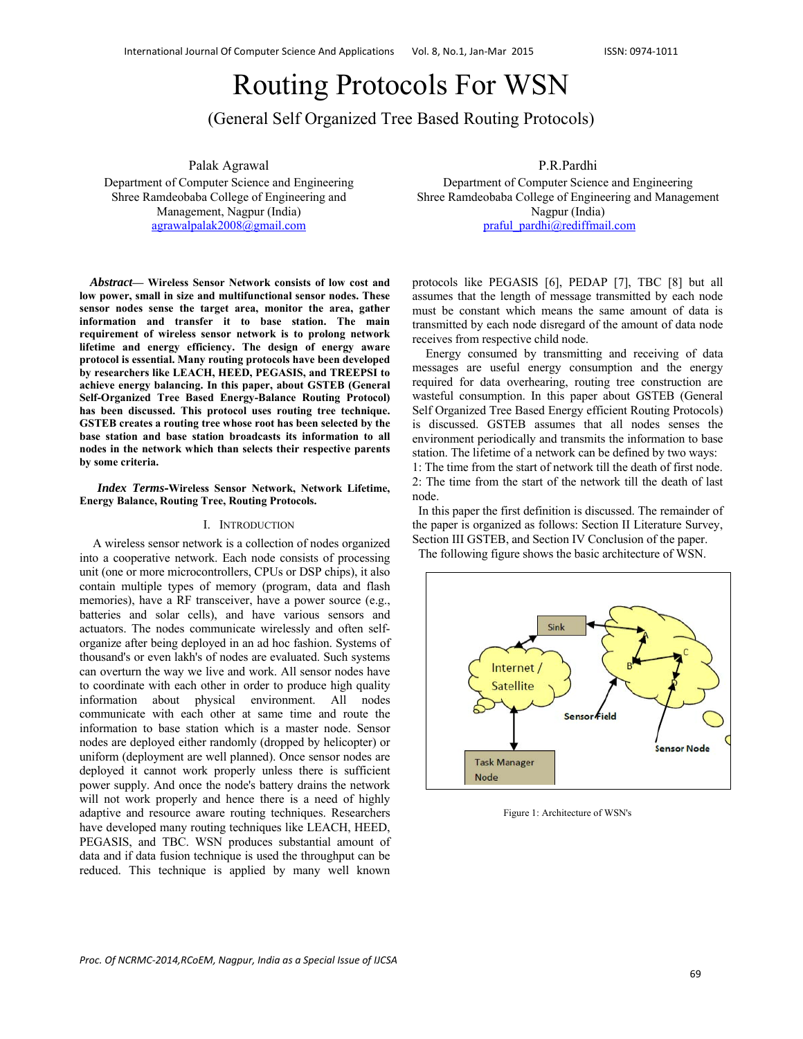# Routing Protocols For WSN

## (General Self Organized Tree Based Routing Protocols)

Palak Agrawal
Department of Computer Science and Engineering
Shree Ramdeobaba College of Engineering and Management, Nagpur (India)
agrawalpalak2008@gmail.com

P.R.Pardhi
Department of Computer Science and Engineering
Shree Ramdeobaba College of Engineering and Management
Nagpur (India)
praful_pardhi@rediffmail.com

***Abstract*— Wireless Sensor Network consists of low cost and low power, small in size and multifunctional sensor nodes. These sensor nodes sense the target area, monitor the area, gather information and transfer it to base station. The main requirement of wireless sensor network is to prolong network lifetime and energy efficiency. The design of energy aware protocol is essential. Many routing protocols have been developed by researchers like LEACH, HEED, PEGASIS, and TREEPSI to achieve energy balancing. In this paper, about GSTEB (General Self-Organized Tree Based Energy-Balance Routing Protocol) has been discussed. This protocol uses routing tree technique. GSTEB creates a routing tree whose root has been selected by the base station and base station broadcasts its information to all nodes in the network which than selects their respective parents by some criteria.**

***Index Terms*-Wireless Sensor Network, Network Lifetime, Energy Balance, Routing Tree, Routing Protocols.**

## I. Introduction

A wireless sensor network is a collection of nodes organized into a cooperative network. Each node consists of processing unit (one or more microcontrollers, CPUs or DSP chips), it also contain multiple types of memory (program, data and flash memories), have a RF transceiver, have a power source (e.g., batteries and solar cells), and have various sensors and actuators. The nodes communicate wirelessly and often self-organize after being deployed in an ad hoc fashion. Systems of thousand's or even lakh's of nodes are evaluated. Such systems can overturn the way we live and work. All sensor nodes have to coordinate with each other in order to produce high quality information about physical environment. All nodes communicate with each other at same time and route the information to base station which is a master node. Sensor nodes are deployed either randomly (dropped by helicopter) or uniform (deployment are well planned). Once sensor nodes are deployed it cannot work properly unless there is sufficient power supply. And once the node's battery drains the network will not work properly and hence there is a need of highly adaptive and resource aware routing techniques. Researchers have developed many routing techniques like LEACH, HEED, PEGASIS, and TBC. WSN produces substantial amount of data and if data fusion technique is used the throughput can be reduced. This technique is applied by many well known protocols like PEGASIS [6], PEDAP [7], TBC [8] but all assumes that the length of message transmitted by each node must be constant which means the same amount of data is transmitted by each node disregard of the amount of data node receives from respective child node.

Energy consumed by transmitting and receiving of data messages are useful energy consumption and the energy required for data overhearing, routing tree construction are wasteful consumption. In this paper about GSTEB (General Self Organized Tree Based Energy efficient Routing Protocols) is discussed. GSTEB assumes that all nodes senses the environment periodically and transmits the information to base station. The lifetime of a network can be defined by two ways:

1: The time from the start of network till the death of first node.
2: The time from the start of the network till the death of last node.

In this paper the first definition is discussed. The remainder of the paper is organized as follows: Section II Literature Survey, Section III GSTEB, and Section IV Conclusion of the paper.

The following figure shows the basic architecture of WSN.

Figure 1: Architecture of WSN's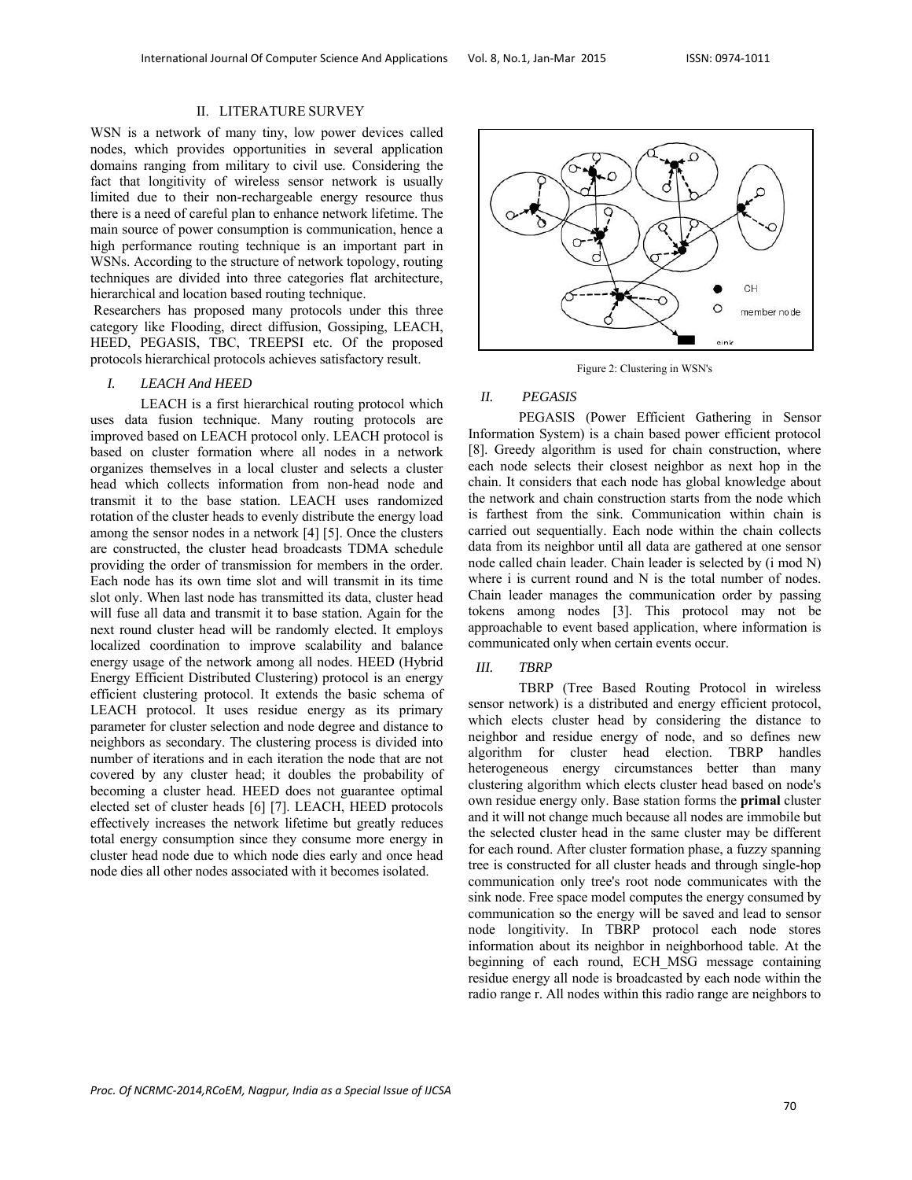## II. LITERATURE SURVEY

WSN is a network of many tiny, low power devices called nodes, which provides opportunities in several application domains ranging from military to civil use. Considering the fact that longitivity of wireless sensor network is usually limited due to their non-rechargeable energy resource thus there is a need of careful plan to enhance network lifetime. The main source of power consumption is communication, hence a high performance routing technique is an important part in WSNs. According to the structure of network topology, routing techniques are divided into three categories flat architecture, hierarchical and location based routing technique.

Researchers has proposed many protocols under this three category like Flooding, direct diffusion, Gossiping, LEACH, HEED, PEGASIS, TBC, TREEPSI etc. Of the proposed protocols hierarchical protocols achieves satisfactory result.

### *I. LEACH And HEED*

LEACH is a first hierarchical routing protocol which uses data fusion technique. Many routing protocols are improved based on LEACH protocol only. LEACH protocol is based on cluster formation where all nodes in a network organizes themselves in a local cluster and selects a cluster head which collects information from non-head node and transmit it to the base station. LEACH uses randomized rotation of the cluster heads to evenly distribute the energy load among the sensor nodes in a network [4] [5]. Once the clusters are constructed, the cluster head broadcasts TDMA schedule providing the order of transmission for members in the order. Each node has its own time slot and will transmit in its time slot only. When last node has transmitted its data, cluster head will fuse all data and transmit it to base station. Again for the next round cluster head will be randomly elected. It employs localized coordination to improve scalability and balance energy usage of the network among all nodes. HEED (Hybrid Energy Efficient Distributed Clustering) protocol is an energy efficient clustering protocol. It extends the basic schema of LEACH protocol. It uses residue energy as its primary parameter for cluster selection and node degree and distance to neighbors as secondary. The clustering process is divided into number of iterations and in each iteration the node that are not covered by any cluster head; it doubles the probability of becoming a cluster head. HEED does not guarantee optimal elected set of cluster heads [6] [7]. LEACH, HEED protocols effectively increases the network lifetime but greatly reduces total energy consumption since they consume more energy in cluster head node due to which node dies early and once head node dies all other nodes associated with it becomes isolated.

Figure 2: Clustering in WSN's

### *II. PEGASIS*

PEGASIS (Power Efficient Gathering in Sensor Information System) is a chain based power efficient protocol [8]. Greedy algorithm is used for chain construction, where each node selects their closest neighbor as next hop in the chain. It considers that each node has global knowledge about the network and chain construction starts from the node which is farthest from the sink. Communication within chain is carried out sequentially. Each node within the chain collects data from its neighbor until all data are gathered at one sensor node called chain leader. Chain leader is selected by (i mod N) where i is current round and N is the total number of nodes. Chain leader manages the communication order by passing tokens among nodes [3]. This protocol may not be approachable to event based application, where information is communicated only when certain events occur.

### *III. TBRP*

TBRP (Tree Based Routing Protocol in wireless sensor network) is a distributed and energy efficient protocol, which elects cluster head by considering the distance to neighbor and residue energy of node, and so defines new algorithm for cluster head election. TBRP handles heterogeneous energy circumstances better than many clustering algorithm which elects cluster head based on node's own residue energy only. Base station forms the **primal** cluster and it will not change much because all nodes are immobile but the selected cluster head in the same cluster may be different for each round. After cluster formation phase, a fuzzy spanning tree is constructed for all cluster heads and through single-hop communication only tree's root node communicates with the sink node. Free space model computes the energy consumed by communication so the energy will be saved and lead to sensor node longitivity. In TBRP protocol each node stores information about its neighbor in neighborhood table. At the beginning of each round, ECH_MSG message containing residue energy all node is broadcasted by each node within the radio range r. All nodes within this radio range are neighbors to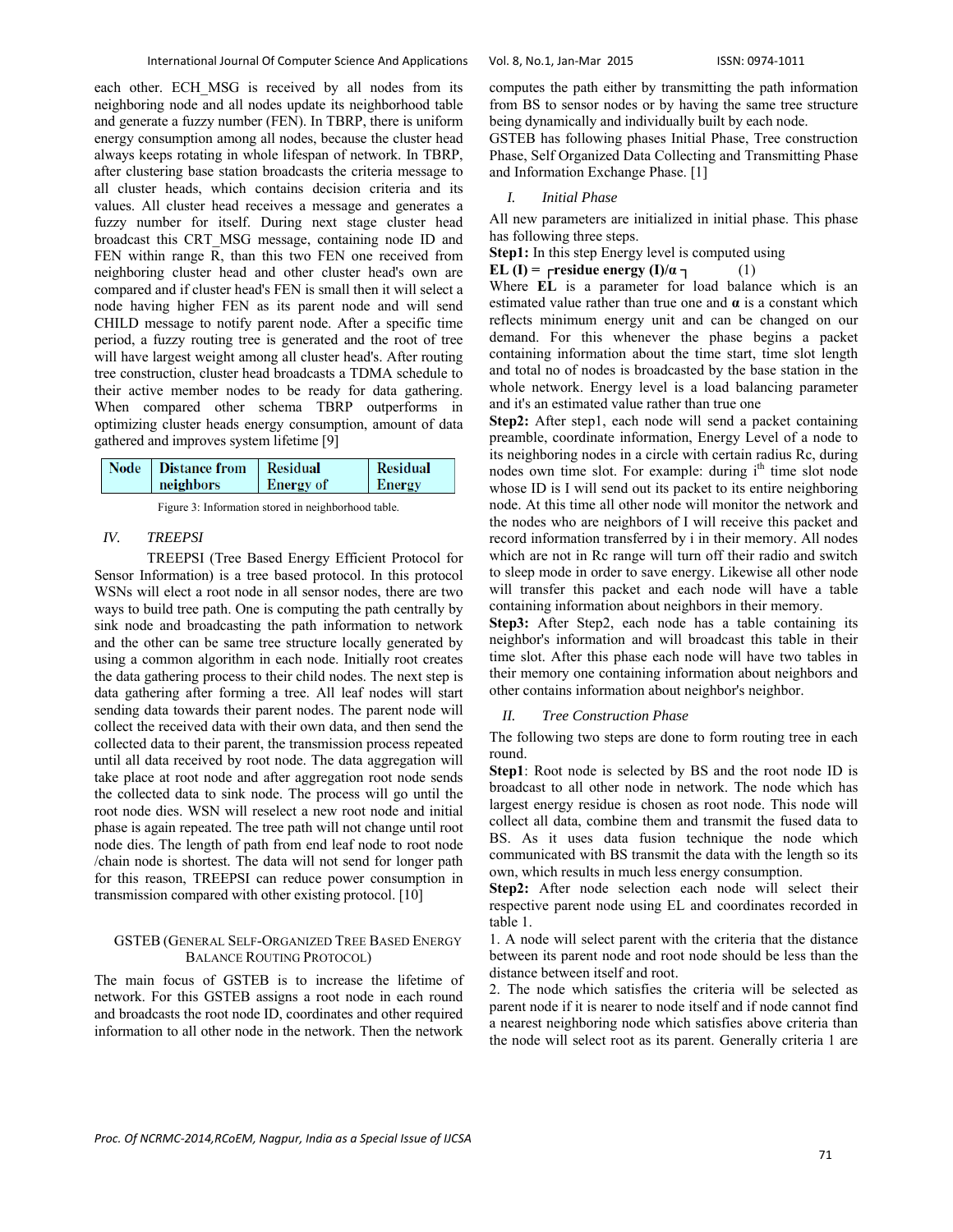each other. ECH_MSG is received by all nodes from its neighboring node and all nodes update its neighborhood table and generate a fuzzy number (FEN). In TBRP, there is uniform energy consumption among all nodes, because the cluster head always keeps rotating in whole lifespan of network. In TBRP, after clustering base station broadcasts the criteria message to all cluster heads, which contains decision criteria and its values. All cluster head receives a message and generates a fuzzy number for itself. During next stage cluster head broadcast this CRT_MSG message, containing node ID and FEN within range R, than this two FEN one received from neighboring cluster head and other cluster head's own are compared and if cluster head's FEN is small then it will select a node having higher FEN as its parent node and will send CHILD message to notify parent node. After a specific time period, a fuzzy routing tree is generated and the root of tree will have largest weight among all cluster head's. After routing tree construction, cluster head broadcasts a TDMA schedule to their active member nodes to be ready for data gathering. When compared other schema TBRP outperforms in optimizing cluster heads energy consumption, amount of data gathered and improves system lifetime [9]

| Node | Distance from neighbors | Residual Energy of | Residual Energy |
|---|---|---|---|

Figure 3: Information stored in neighborhood table.

## *IV. TREEPSI*

TREEPSI (Tree Based Energy Efficient Protocol for Sensor Information) is a tree based protocol. In this protocol WSNs will elect a root node in all sensor nodes, there are two ways to build tree path. One is computing the path centrally by sink node and broadcasting the path information to network and the other can be same tree structure locally generated by using a common algorithm in each node. Initially root creates the data gathering process to their child nodes. The next step is data gathering after forming a tree. All leaf nodes will start sending data towards their parent nodes. The parent node will collect the received data with their own data, and then send the collected data to their parent, the transmission process repeated until all data received by root node. The data aggregation will take place at root node and after aggregation root node sends the collected data to sink node. The process will go until the root node dies. WSN will reselect a new root node and initial phase is again repeated. The tree path will not change until root node dies. The length of path from end leaf node to root node /chain node is shortest. The data will not send for longer path for this reason, TREEPSI can reduce power consumption in transmission compared with other existing protocol. [10]

## GSTEB (General Self-Organized Tree Based Energy Balance Routing Protocol)

The main focus of GSTEB is to increase the lifetime of network. For this GSTEB assigns a root node in each round and broadcasts the root node ID, coordinates and other required information to all other node in the network. Then the network computes the path either by transmitting the path information from BS to sensor nodes or by having the same tree structure being dynamically and individually built by each node.

GSTEB has following phases Initial Phase, Tree construction Phase, Self Organized Data Collecting and Transmitting Phase and Information Exchange Phase. [1]

### *I. Initial Phase*

All new parameters are initialized in initial phase. This phase has following three steps.

**Step1:** In this step Energy level is computed using

$$EL(I) = \lfloor \text{residue energy}(I)/\alpha \rfloor \quad (1)$$

Where **EL** is a parameter for load balance which is an estimated value rather than true one and **α** is a constant which reflects minimum energy unit and can be changed on our demand. For this whenever the phase begins a packet containing information about the time start, time slot length and total no of nodes is broadcasted by the base station in the whole network. Energy level is a load balancing parameter and it's an estimated value rather than true one

**Step2:** After step1, each node will send a packet containing preamble, coordinate information, Energy Level of a node to its neighboring nodes in a circle with certain radius Rc, during nodes own time slot. For example: during $i^{th}$ time slot node whose ID is I will send out its packet to its entire neighboring node. At this time all other node will monitor the network and the nodes who are neighbors of I will receive this packet and record information transferred by i in their memory. All nodes which are not in Rc range will turn off their radio and switch to sleep mode in order to save energy. Likewise all other node will transfer this packet and each node will have a table containing information about neighbors in their memory.

**Step3:** After Step2, each node has a table containing its neighbor's information and will broadcast this table in their time slot. After this phase each node will have two tables in their memory one containing information about neighbors and other contains information about neighbor's neighbor.

### *II. Tree Construction Phase*

The following two steps are done to form routing tree in each round.

**Step1**: Root node is selected by BS and the root node ID is broadcast to all other node in network. The node which has largest energy residue is chosen as root node. This node will collect all data, combine them and transmit the fused data to BS. As it uses data fusion technique the node which communicated with BS transmit the data with the length so its own, which results in much less energy consumption.

**Step2:** After node selection each node will select their respective parent node using EL and coordinates recorded in table 1.

1. A node will select parent with the criteria that the distance between its parent node and root node should be less than the distance between itself and root.

2. The node which satisfies the criteria will be selected as parent node if it is nearer to node itself and if node cannot find a nearest neighboring node which satisfies above criteria than the node will select root as its parent. Generally criteria 1 are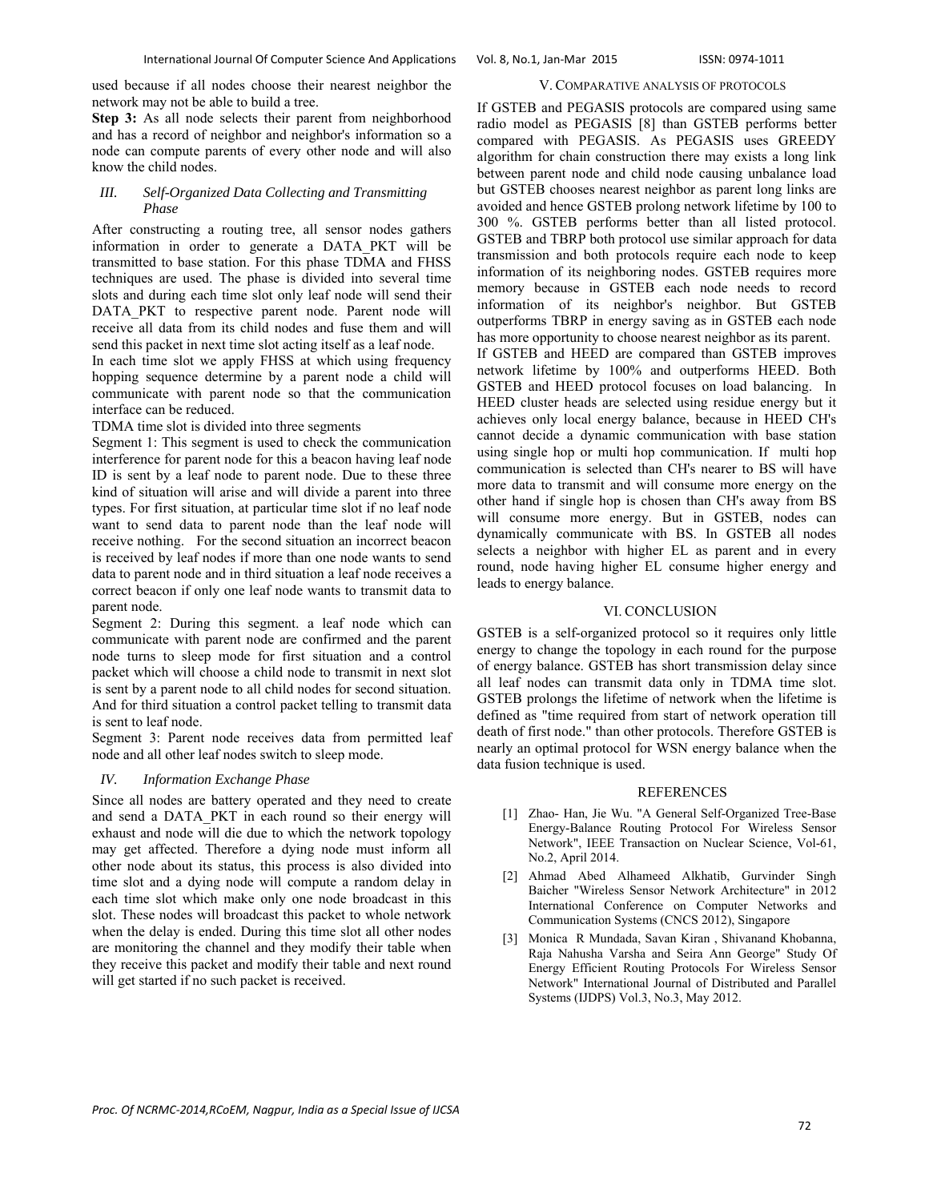used because if all nodes choose their nearest neighbor the network may not be able to build a tree.

**Step 3:** As all node selects their parent from neighborhood and has a record of neighbor and neighbor's information so a node can compute parents of every other node and will also know the child nodes.

### *III. Self-Organized Data Collecting and Transmitting Phase*

After constructing a routing tree, all sensor nodes gathers information in order to generate a DATA_PKT will be transmitted to base station. For this phase TDMA and FHSS techniques are used. The phase is divided into several time slots and during each time slot only leaf node will send their DATA_PKT to respective parent node. Parent node will receive all data from its child nodes and fuse them and will send this packet in next time slot acting itself as a leaf node.

In each time slot we apply FHSS at which using frequency hopping sequence determine by a parent node a child will communicate with parent node so that the communication interface can be reduced.

TDMA time slot is divided into three segments

Segment 1: This segment is used to check the communication interference for parent node for this a beacon having leaf node ID is sent by a leaf node to parent node. Due to these three kind of situation will arise and will divide a parent into three types. For first situation, at particular time slot if no leaf node want to send data to parent node than the leaf node will receive nothing. For the second situation an incorrect beacon is received by leaf nodes if more than one node wants to send data to parent node and in third situation a leaf node receives a correct beacon if only one leaf node wants to transmit data to parent node.

Segment 2: During this segment. a leaf node which can communicate with parent node are confirmed and the parent node turns to sleep mode for first situation and a control packet which will choose a child node to transmit in next slot is sent by a parent node to all child nodes for second situation. And for third situation a control packet telling to transmit data is sent to leaf node.

Segment 3: Parent node receives data from permitted leaf node and all other leaf nodes switch to sleep mode.

### *IV. Information Exchange Phase*

Since all nodes are battery operated and they need to create and send a DATA_PKT in each round so their energy will exhaust and node will die due to which the network topology may get affected. Therefore a dying node must inform all other node about its status, this process is also divided into time slot and a dying node will compute a random delay in each time slot which make only one node broadcast in this slot. These nodes will broadcast this packet to whole network when the delay is ended. During this time slot all other nodes are monitoring the channel and they modify their table when they receive this packet and modify their table and next round will get started if no such packet is received.

## V. Comparative Analysis of Protocols

If GSTEB and PEGASIS protocols are compared using same radio model as PEGASIS [8] than GSTEB performs better compared with PEGASIS. As PEGASIS uses GREEDY algorithm for chain construction there may exists a long link between parent node and child node causing unbalance load but GSTEB chooses nearest neighbor as parent long links are avoided and hence GSTEB prolong network lifetime by 100 to 300 %. GSTEB performs better than all listed protocol. GSTEB and TBRP both protocol use similar approach for data transmission and both protocols require each node to keep information of its neighboring nodes. GSTEB requires more memory because in GSTEB each node needs to record information of its neighbor's neighbor. But GSTEB outperforms TBRP in energy saving as in GSTEB each node has more opportunity to choose nearest neighbor as its parent.

If GSTEB and HEED are compared than GSTEB improves network lifetime by 100% and outperforms HEED. Both GSTEB and HEED protocol focuses on load balancing. In HEED cluster heads are selected using residue energy but it achieves only local energy balance, because in HEED CH's cannot decide a dynamic communication with base station using single hop or multi hop communication. If multi hop communication is selected than CH's nearer to BS will have more data to transmit and will consume more energy on the other hand if single hop is chosen than CH's away from BS will consume more energy. But in GSTEB, nodes can dynamically communicate with BS. In GSTEB all nodes selects a neighbor with higher EL as parent and in every round, node having higher EL consume higher energy and leads to energy balance.

## VI. Conclusion

GSTEB is a self-organized protocol so it requires only little energy to change the topology in each round for the purpose of energy balance. GSTEB has short transmission delay since all leaf nodes can transmit data only in TDMA time slot. GSTEB prolongs the lifetime of network when the lifetime is defined as "time required from start of network operation till death of first node." than other protocols. Therefore GSTEB is nearly an optimal protocol for WSN energy balance when the data fusion technique is used.

## References

[1] Zhao- Han, Jie Wu. "A General Self-Organized Tree-Base Energy-Balance Routing Protocol For Wireless Sensor Network", IEEE Transaction on Nuclear Science, Vol-61, No.2, April 2014.

[2] Ahmad Abed Alhameed Alkhatib, Gurvinder Singh Baicher "Wireless Sensor Network Architecture" in 2012 International Conference on Computer Networks and Communication Systems (CNCS 2012), Singapore

[3] Monica R Mundada, Savan Kiran , Shivanand Khobanna, Raja Nahusha Varsha and Seira Ann George" Study Of Energy Efficient Routing Protocols For Wireless Sensor Network" International Journal of Distributed and Parallel Systems (IJDPS) Vol.3, No.3, May 2012.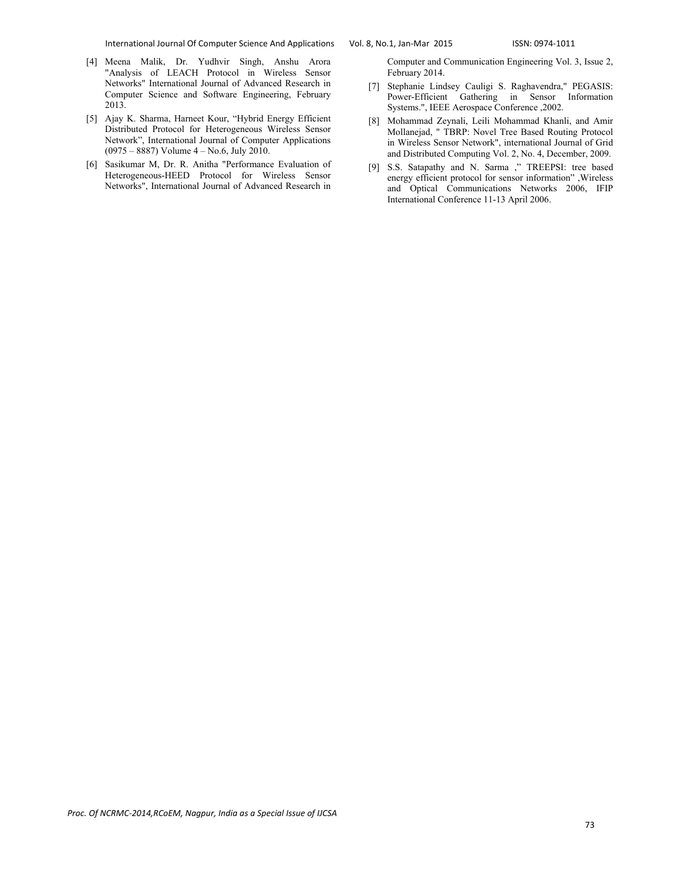[4] Meena Malik, Dr. Yudhvir Singh, Anshu Arora "Analysis of LEACH Protocol in Wireless Sensor Networks" International Journal of Advanced Research in Computer Science and Software Engineering, February 2013.

[5] Ajay K. Sharma, Harneet Kour, "Hybrid Energy Efficient Distributed Protocol for Heterogeneous Wireless Sensor Network", International Journal of Computer Applications (0975 – 8887) Volume 4 – No.6, July 2010.

[6] Sasikumar M, Dr. R. Anitha "Performance Evaluation of Heterogeneous-HEED Protocol for Wireless Sensor Networks", International Journal of Advanced Research in Computer and Communication Engineering Vol. 3, Issue 2, February 2014.

[7] Stephanie Lindsey Cauligi S. Raghavendra," PEGASIS: Power-Efficient Gathering in Sensor Information Systems.", IEEE Aerospace Conference ,2002.

[8] Mohammad Zeynali, Leili Mohammad Khanli, and Amir Mollanejad, " TBRP: Novel Tree Based Routing Protocol in Wireless Sensor Network", international Journal of Grid and Distributed Computing Vol. 2, No. 4, December, 2009.

[9] S.S. Satapathy and N. Sarma ," TREEPSI: tree based energy efficient protocol for sensor information" ,Wireless and Optical Communications Networks 2006, IFIP International Conference 11-13 April 2006.